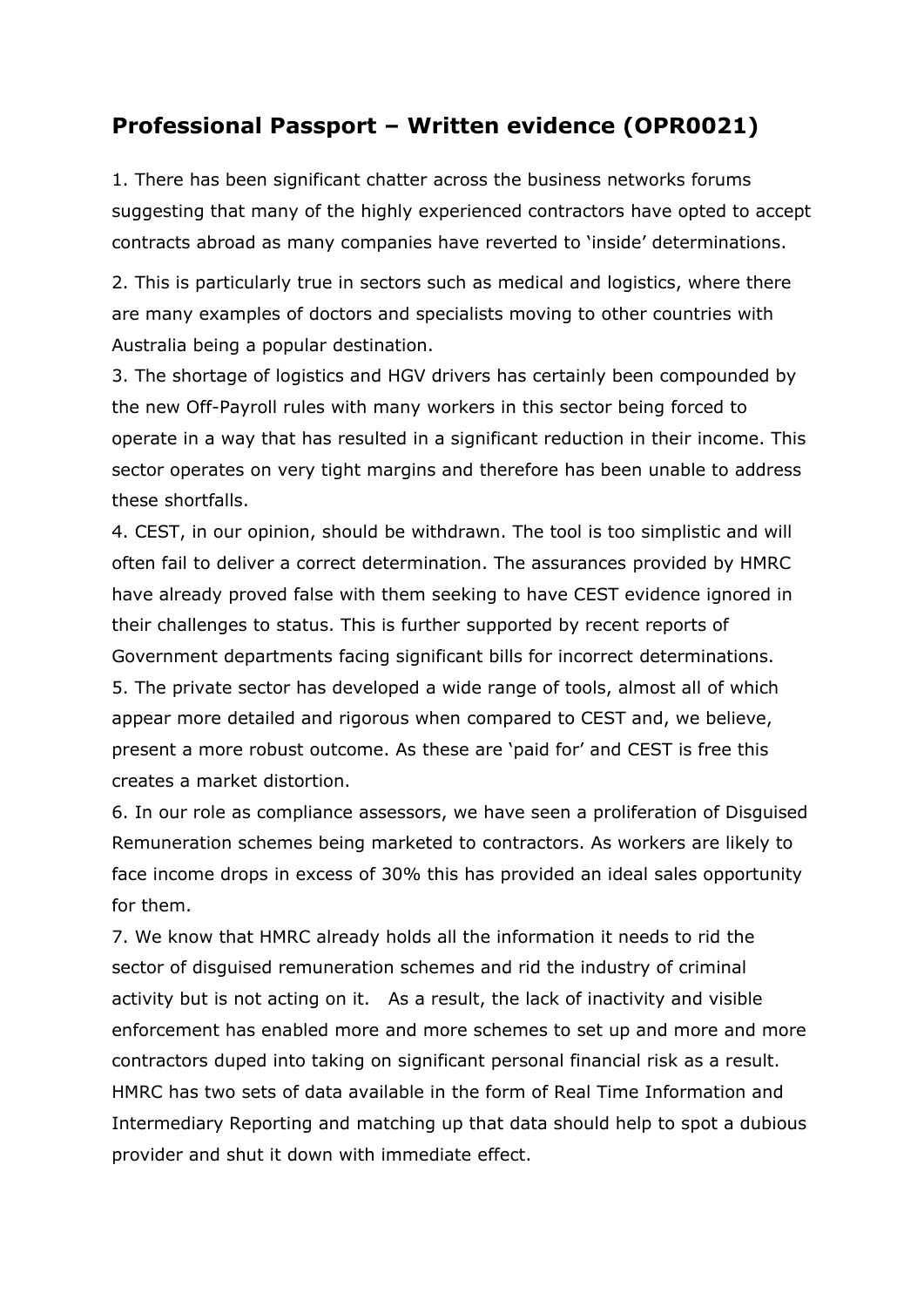## Professional Passport – Written evidence (OPR0021)

1. There has been significant chatter across the business networks forums suggesting that many of the highly experienced contractors have opted to accept contracts abroad as many companies have reverted to 'inside' determinations.

2. This is particularly true in sectors such as medical and logistics, where there are many examples of doctors and specialists moving to other countries with Australia being a popular destination.

3. The shortage of logistics and HGV drivers has certainly been compounded by the new Off-Payroll rules with many workers in this sector being forced to operate in a way that has resulted in a significant reduction in their income. This sector operates on very tight margins and therefore has been unable to address these shortfalls.

4. CEST, in our opinion, should be withdrawn. The tool is too simplistic and will often fail to deliver a correct determination. The assurances provided by HMRC have already proved false with them seeking to have CEST evidence ignored in their challenges to status. This is further supported by recent reports of Government departments facing significant bills for incorrect determinations.

5. The private sector has developed a wide range of tools, almost all of which appear more detailed and rigorous when compared to CEST and, we believe, present a more robust outcome. As these are 'paid for' and CEST is free this creates a market distortion.

6. In our role as compliance assessors, we have seen a proliferation of Disguised Remuneration schemes being marketed to contractors. As workers are likely to face income drops in excess of 30% this has provided an ideal sales opportunity for them.

7. We know that HMRC already holds all the information it needs to rid the sector of disguised remuneration schemes and rid the industry of criminal activity but is not acting on it. As a result, the lack of inactivity and visible enforcement has enabled more and more schemes to set up and more and more contractors duped into taking on significant personal financial risk as a result. HMRC has two sets of data available in the form of Real Time Information and Intermediary Reporting and matching up that data should help to spot a dubious provider and shut it down with immediate effect.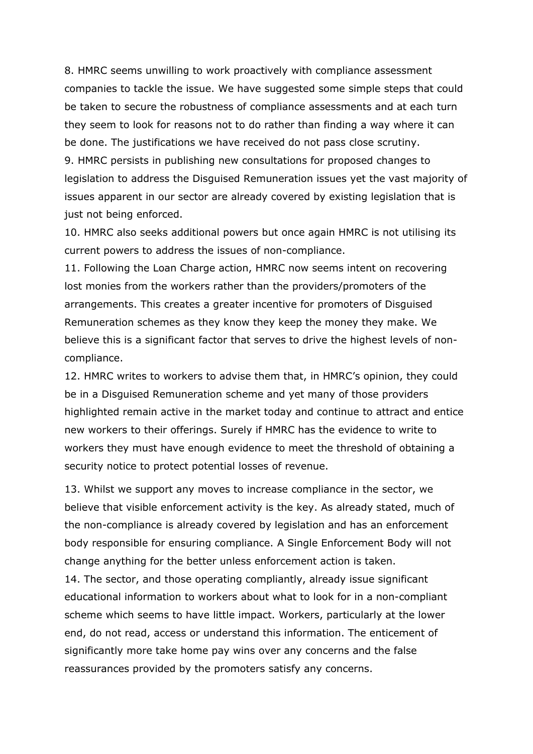8. HMRC seems unwilling to work proactively with compliance assessment companies to tackle the issue. We have suggested some simple steps that could be taken to secure the robustness of compliance assessments and at each turn they seem to look for reasons not to do rather than finding a way where it can be done. The justifications we have received do not pass close scrutiny.

9. HMRC persists in publishing new consultations for proposed changes to legislation to address the Disguised Remuneration issues yet the vast majority of issues apparent in our sector are already covered by existing legislation that is just not being enforced.

10. HMRC also seeks additional powers but once again HMRC is not utilising its current powers to address the issues of non-compliance.

11. Following the Loan Charge action, HMRC now seems intent on recovering lost monies from the workers rather than the providers/promoters of the arrangements. This creates a greater incentive for promoters of Disguised Remuneration schemes as they know they keep the money they make. We believe this is a significant factor that serves to drive the highest levels of non-compliance.

12. HMRC writes to workers to advise them that, in HMRC's opinion, they could be in a Disguised Remuneration scheme and yet many of those providers highlighted remain active in the market today and continue to attract and entice new workers to their offerings. Surely if HMRC has the evidence to write to workers they must have enough evidence to meet the threshold of obtaining a security notice to protect potential losses of revenue.

13. Whilst we support any moves to increase compliance in the sector, we believe that visible enforcement activity is the key. As already stated, much of the non-compliance is already covered by legislation and has an enforcement body responsible for ensuring compliance. A Single Enforcement Body will not change anything for the better unless enforcement action is taken.

14. The sector, and those operating compliantly, already issue significant educational information to workers about what to look for in a non-compliant scheme which seems to have little impact. Workers, particularly at the lower end, do not read, access or understand this information. The enticement of significantly more take home pay wins over any concerns and the false reassurances provided by the promoters satisfy any concerns.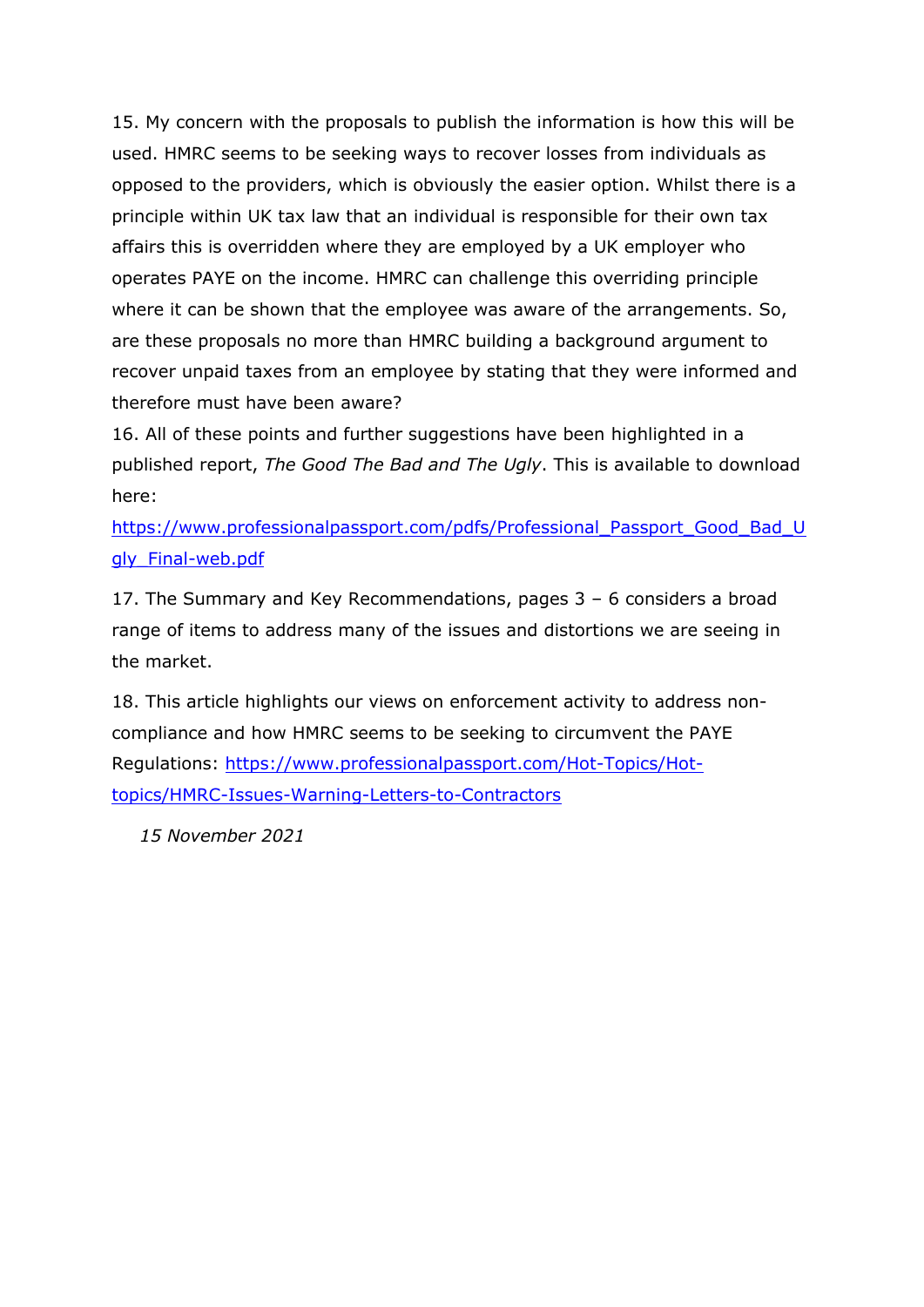15. My concern with the proposals to publish the information is how this will be used. HMRC seems to be seeking ways to recover losses from individuals as opposed to the providers, which is obviously the easier option. Whilst there is a principle within UK tax law that an individual is responsible for their own tax affairs this is overridden where they are employed by a UK employer who operates PAYE on the income. HMRC can challenge this overriding principle where it can be shown that the employee was aware of the arrangements. So, are these proposals no more than HMRC building a background argument to recover unpaid taxes from an employee by stating that they were informed and therefore must have been aware?

16. All of these points and further suggestions have been highlighted in a published report, *The Good The Bad and The Ugly*. This is available to download here:

[https://www.professionalpassport.com/pdfs/Professional_Passport_Good_Bad_Ugly_Final-web.pdf](https://www.professionalpassport.com/pdfs/Professional_Passport_Good_Bad_Ugly_Final-web.pdf)

17. The Summary and Key Recommendations, pages 3 – 6 considers a broad range of items to address many of the issues and distortions we are seeing in the market.

18. This article highlights our views on enforcement activity to address non-compliance and how HMRC seems to be seeking to circumvent the PAYE Regulations: [https://www.professionalpassport.com/Hot-Topics/Hot-topics/HMRC-Issues-Warning-Letters-to-Contractors](https://www.professionalpassport.com/Hot-Topics/Hot-topics/HMRC-Issues-Warning-Letters-to-Contractors)

*15 November 2021*